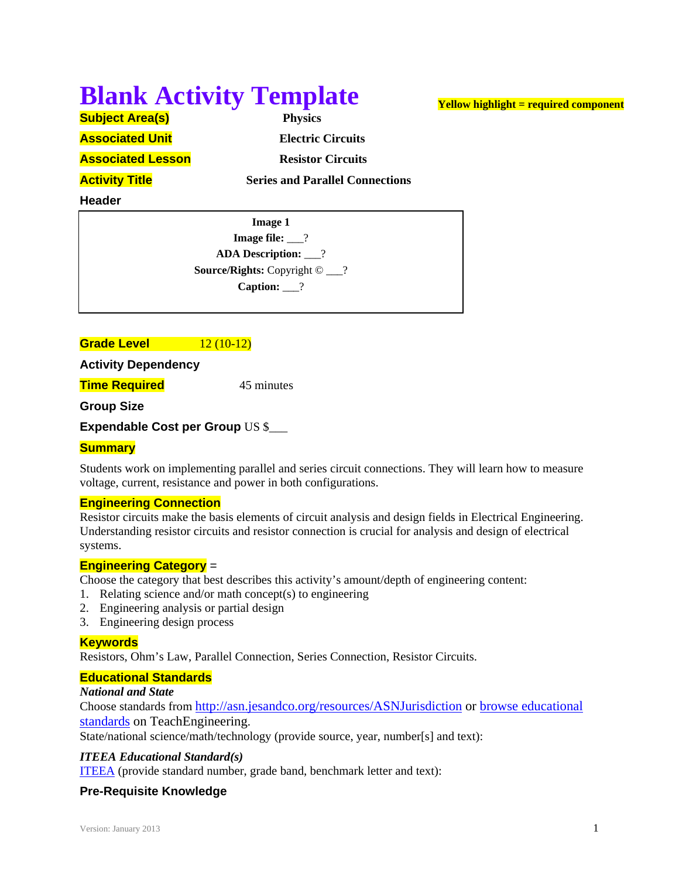# Blank Activity Template

**Yellow highlight = required component**

**Subject Area(s)** Physics

**Associated Unit** Electric Circuits

**Associated Lesson** Resistor Circuits

**Activity Title** Series and Parallel Connections

**Header**

**Image 1**
**Image file:** ___?
**ADA Description:** ___?
**Source/Rights:** Copyright © ___?
**Caption:** ___?

**Grade Level** 12 (10-12)

**Activity Dependency**

**Time Required** 45 minutes

**Group Size**

**Expendable Cost per Group** US $___

## Summary

Students work on implementing parallel and series circuit connections. They will learn how to measure voltage, current, resistance and power in both configurations.

## Engineering Connection

Resistor circuits make the basis elements of circuit analysis and design fields in Electrical Engineering. Understanding resistor circuits and resistor connection is crucial for analysis and design of electrical systems.

## Engineering Category =

Choose the category that best describes this activity's amount/depth of engineering content:

1. Relating science and/or math concept(s) to engineering
2. Engineering analysis or partial design
3. Engineering design process

## Keywords

Resistors, Ohm's Law, Parallel Connection, Series Connection, Resistor Circuits.

## Educational Standards

***National and State***

Choose standards from http://asn.jesandco.org/resources/ASNJurisdiction or browse educational standards on TeachEngineering.

State/national science/math/technology (provide source, year, number[s] and text):

***ITEEA Educational Standard(s)***

ITEEA (provide standard number, grade band, benchmark letter and text):

## Pre-Requisite Knowledge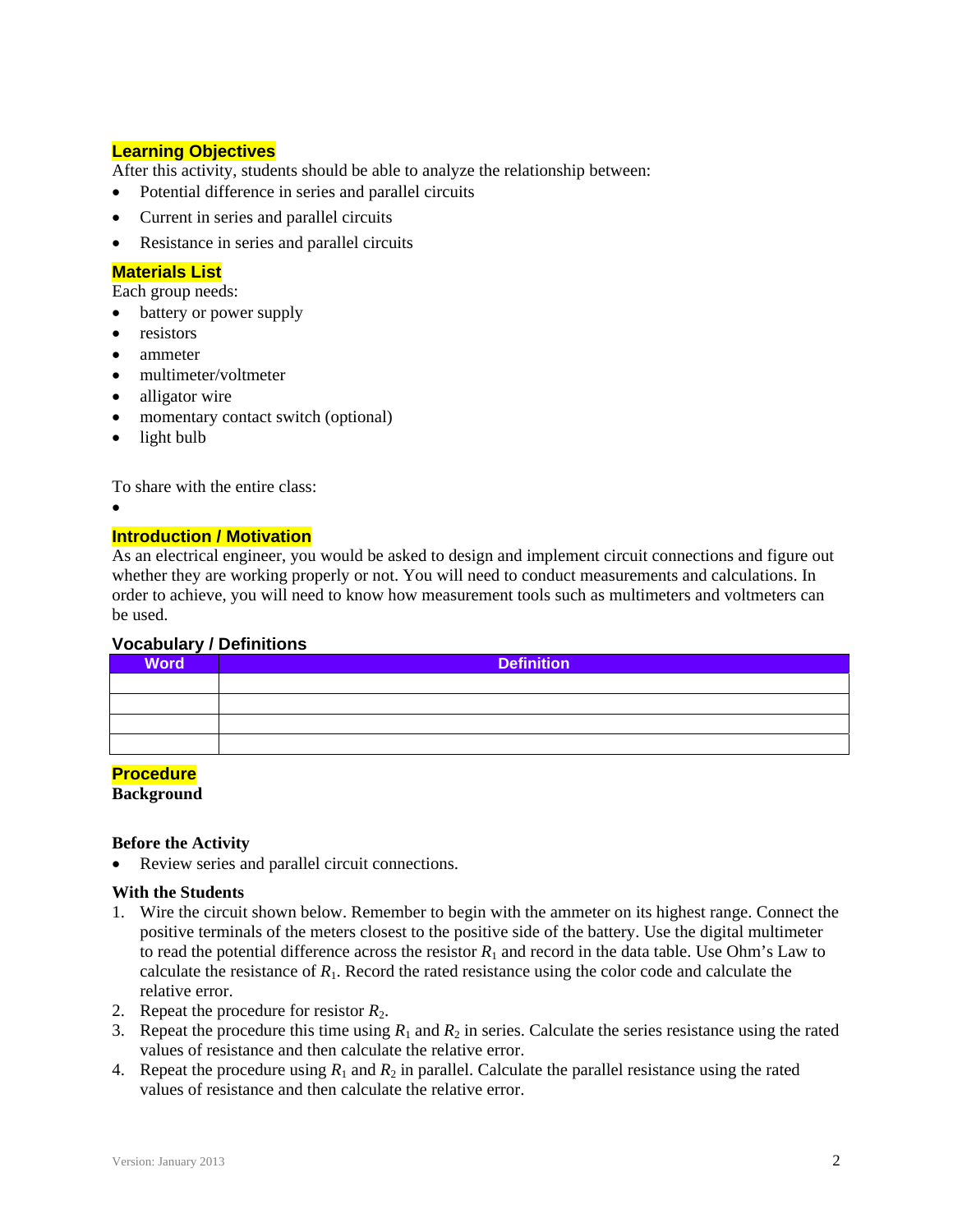## Learning Objectives

After this activity, students should be able to analyze the relationship between:

- Potential difference in series and parallel circuits
- Current in series and parallel circuits
- Resistance in series and parallel circuits

## Materials List

Each group needs:

- battery or power supply
- resistors
- ammeter
- multimeter/voltmeter
- alligator wire
- momentary contact switch (optional)
- light bulb

To share with the entire class:

- 

## Introduction / Motivation

As an electrical engineer, you would be asked to design and implement circuit connections and figure out whether they are working properly or not. You will need to conduct measurements and calculations. In order to achieve, you will need to know how measurement tools such as multimeters and voltmeters can be used.

### Vocabulary / Definitions

| Word | Definition |
|---|---|
| | |
| | |
| | |
| | |

## Procedure

**Background**

**Before the Activity**

- Review series and parallel circuit connections.

**With the Students**

1. Wire the circuit shown below. Remember to begin with the ammeter on its highest range. Connect the positive terminals of the meters closest to the positive side of the battery. Use the digital multimeter to read the potential difference across the resistor $R_1$ and record in the data table. Use Ohm's Law to calculate the resistance of $R_1$. Record the rated resistance using the color code and calculate the relative error.
2. Repeat the procedure for resistor $R_2$.
3. Repeat the procedure this time using $R_1$ and $R_2$ in series. Calculate the series resistance using the rated values of resistance and then calculate the relative error.
4. Repeat the procedure using $R_1$ and $R_2$ in parallel. Calculate the parallel resistance using the rated values of resistance and then calculate the relative error.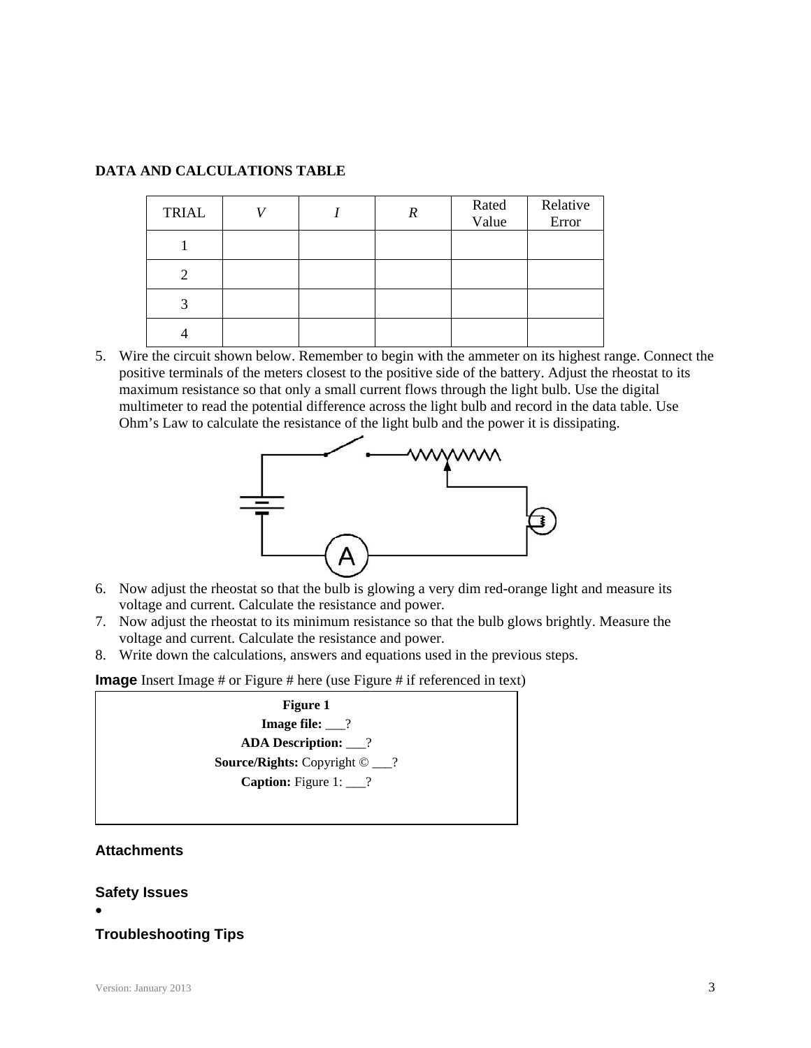**DATA AND CALCULATIONS TABLE**

| TRIAL | *V* | *I* | *R* | Rated Value | Relative Error |
|---|---|---|---|---|---|
| 1 | | | | | |
| 2 | | | | | |
| 3 | | | | | |
| 4 | | | | | |

5. Wire the circuit shown below. Remember to begin with the ammeter on its highest range. Connect the positive terminals of the meters closest to the positive side of the battery. Adjust the rheostat to its maximum resistance so that only a small current flows through the light bulb. Use the digital multimeter to read the potential difference across the light bulb and record in the data table. Use Ohm's Law to calculate the resistance of the light bulb and the power it is dissipating.

6. Now adjust the rheostat so that the bulb is glowing a very dim red-orange light and measure its voltage and current. Calculate the resistance and power.
7. Now adjust the rheostat to its minimum resistance so that the bulb glows brightly. Measure the voltage and current. Calculate the resistance and power.
8. Write down the calculations, answers and equations used in the previous steps.

**Image** Insert Image # or Figure # here (use Figure # if referenced in text)

**Figure 1**
**Image file:** ___?
**ADA Description:** ___?
**Source/Rights:** Copyright © ___?
**Caption:** Figure 1: ___?

### Attachments

### Safety Issues

- 

### Troubleshooting Tips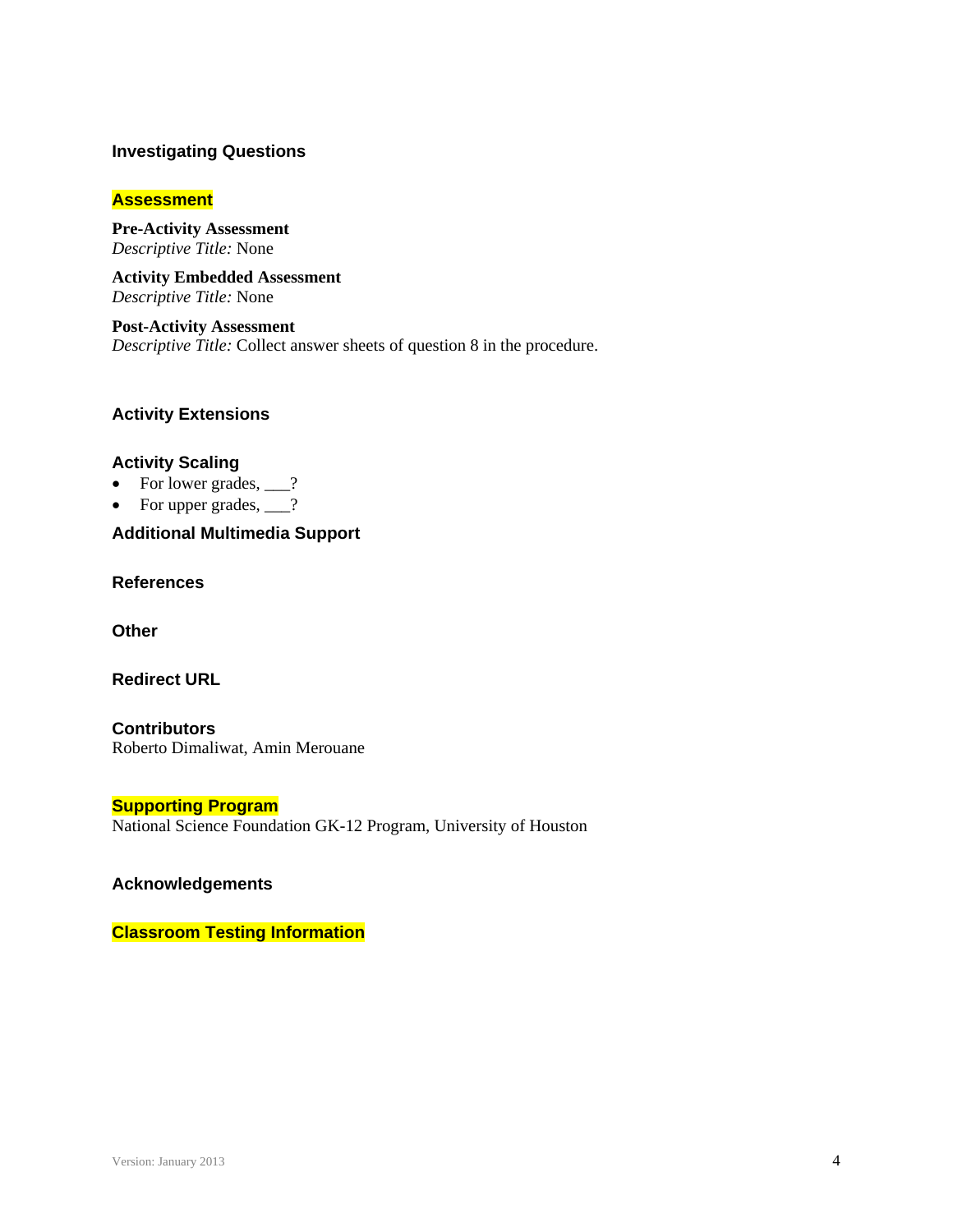## Investigating Questions

## Assessment

**Pre-Activity Assessment**
*Descriptive Title:* None

**Activity Embedded Assessment**
*Descriptive Title:* None

**Post-Activity Assessment**
*Descriptive Title:* Collect answer sheets of question 8 in the procedure.

## Activity Extensions

## Activity Scaling

- For lower grades, ___?
- For upper grades, ___?

## Additional Multimedia Support

## References

## Other

## Redirect URL

## Contributors

Roberto Dimaliwat, Amin Merouane

## Supporting Program

National Science Foundation GK-12 Program, University of Houston

## Acknowledgements

## Classroom Testing Information